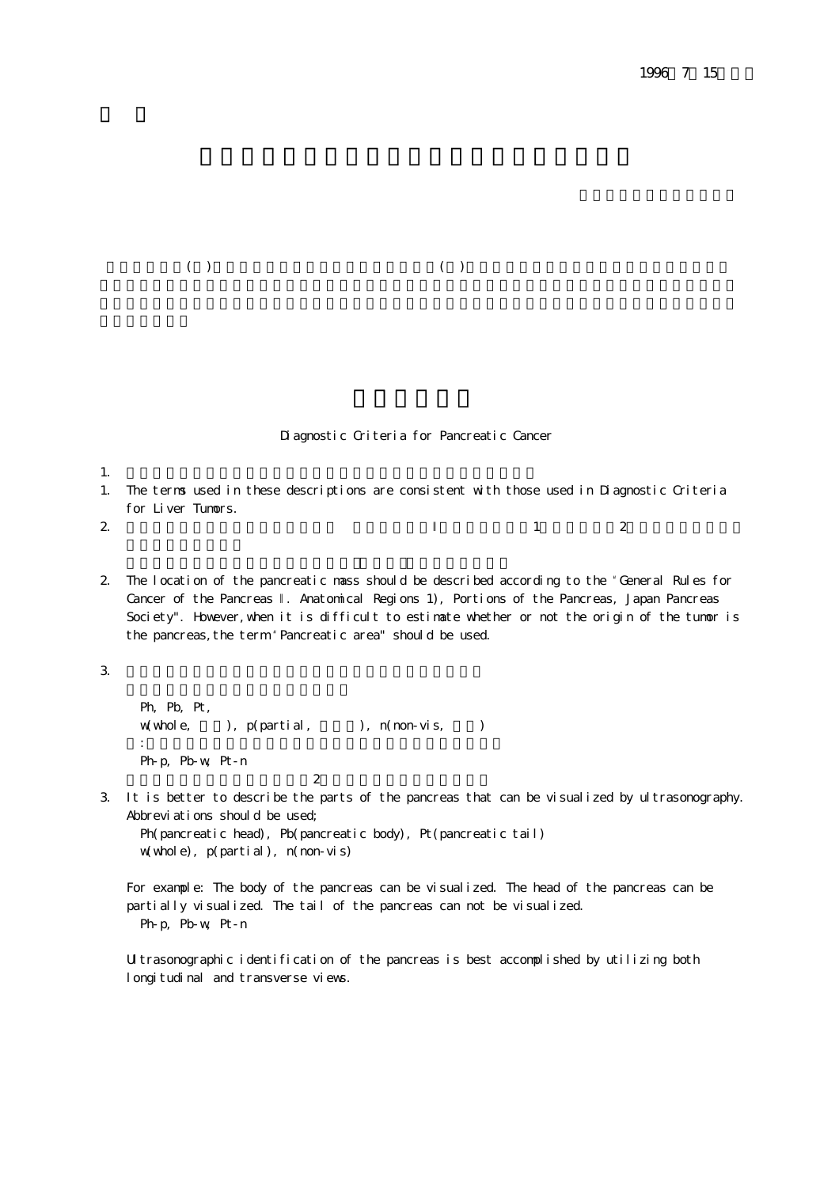1996 7 15

( ) ( )

Diagnostic Criteria for Pancreatic Cancer

1.

1. The terms used in these descriptions are consistent with those used in Diagnostic Criteria for Liver Tumors.

2. Ⅰ 1 2

2. The location of the pancreatic mass should be described according to the "General Rules for Cancer of the Pancreas Ⅰ. Anatomical Regions 1), Portions of the Pancreas, Japan Pancreas Society". However, when it is difficult to estimate whether or not the origin of the tumor is the pancreas, the term "Pancreatic area" should be used.

3.

Ph, Pb, Pt,
w(whole, ), p(partial, ), n(non-vis, )
:
Ph-p, Pb-w, Pt-n
2

3. It is better to describe the parts of the pancreas that can be visualized by ultrasonography. Abbreviations should be used;

Ph(pancreatic head), Pb(pancreatic body), Pt(pancreatic tail)
w(whole), p(partial), n(non-vis)

For example: The body of the pancreas can be visualized. The head of the pancreas can be partially visualized. The tail of the pancreas can not be visualized.
Ph-p, Pb-w, Pt-n

Ultrasonographic identification of the pancreas is best accomplished by utilizing both longitudinal and transverse views.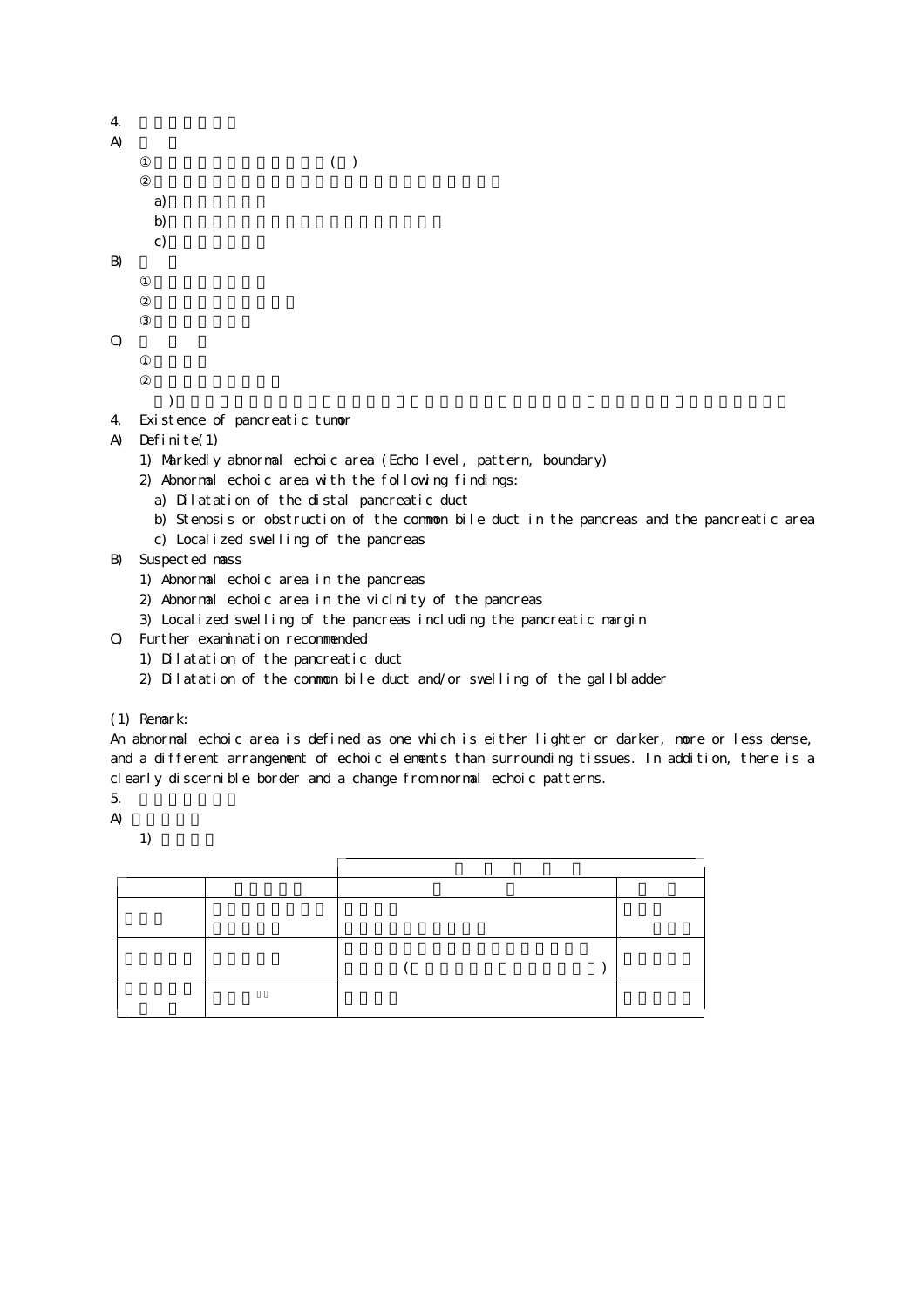4.

A)

① ( )

②

a)

b)

c)

B)

①

②

③

C)

①

②

)

4. Existence of pancreatic tumor

A) Definite(1)

1) Markedly abnormal echoic area (Echo level, pattern, boundary)

2) Abnormal echoic area with the following findings:

a) Dilatation of the distal pancreatic duct

b) Stenosis or obstruction of the common bile duct in the pancreas and the pancreatic area

c) Localized swelling of the pancreas

B) Suspected mass

1) Abnormal echoic area in the pancreas

2) Abnormal echoic area in the vicinity of the pancreas

3) Localized swelling of the pancreas including the pancreatic margin

C) Further examination recommended

1) Dilatation of the pancreatic duct

2) Dilatation of the common bile duct and/or swelling of the gallbladder

(1) Remark:

An abnormal echoic area is defined as one which is either lighter or darker, more or less dense, and a different arrangement of echoic elements than surrounding tissues. In addition, there is a clearly discernible border and a change from normal echoic patterns.

5.

A)

1)

| | | | |
|---|---|---|---|
| | | | |
| | | | |
| | | ( ) | |
| | | | |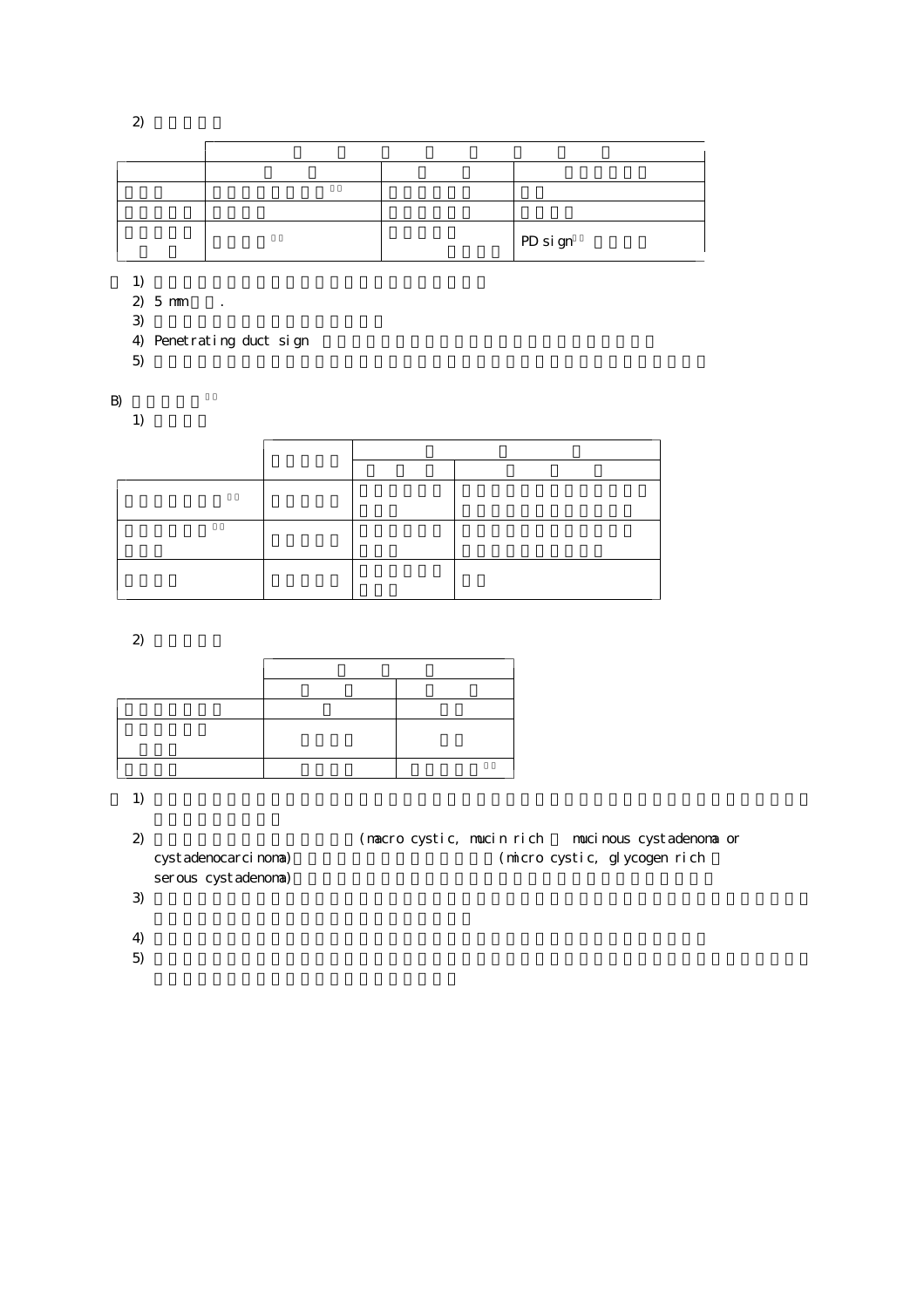2)

| | | | |
|---|---|---|---|
| | | | |
| | | | |
| | | | |
| | | | PD sign |

1)

2) 5 mm .

3)

4) Penetrating duct sign

5)

B)

1)

| | | | |
|---|---|---|---|
| | | | |
| | | | |
| | | | |
| | | | |

2)

| | | |
|---|---|---|
| | | |
| | | |
| | | |
| | | |

1)

2) (macro cystic, mucin rich mucinous cystadenoma or cystadenocarcinoma) (micro cystic, glycogen rich serous cystadenoma)

3)

4)

5)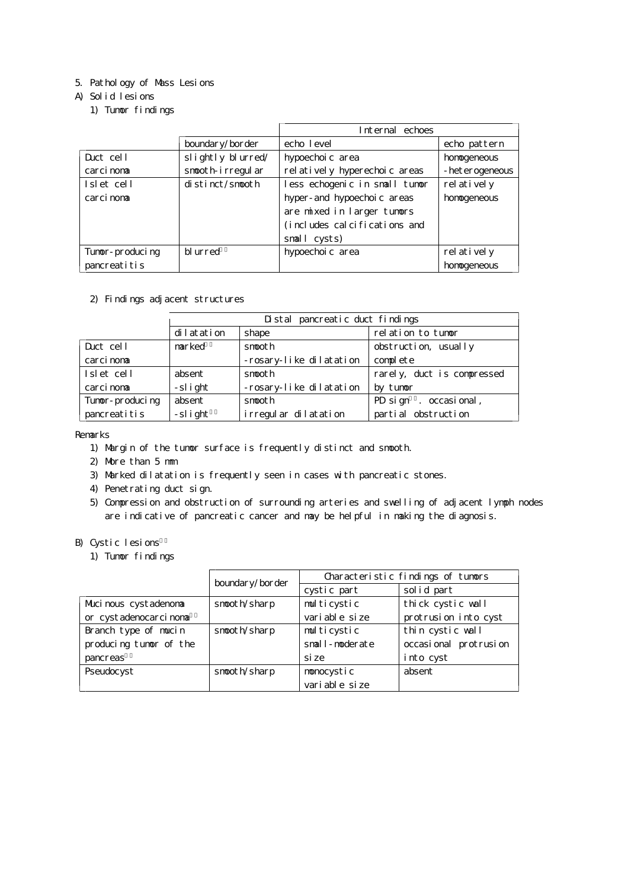5. Pathology of Mass Lesions

A) Solid lesions

1) Tumor findings

| | | Internal echoes | |
|---|---|---|---|
| | boundary/border | echo level | echo pattern |
| Duct cell carcinoma | slightly blurred/ smooth-irregular | hypoechoic area relatively hyperechoic areas | homogeneous -heterogeneous |
| Islet cell carcinoma | distinct/smooth | less echogenic in small tumor hyper-and hypoechoic areas are mixed in larger tumors (includes calcifications and small cysts) | relatively homogeneous |
| Tumor-producing pancreatitis | blurred[1] | hypoechoic area | relatively homogeneous |

2) Findings adjacent structures

| | Distal pancreatic duct findings | | |
|---|---|---|---|
| | dilatation | shape | relation to tumor |
| Duct cell carcinoma | marked[2] | smooth -rosary-like dilatation | obstruction, usually complete |
| Islet cell carcinoma | absent -slight | smooth -rosary-like dilatation | rarely, duct is compressed by tumor |
| Tumor-producing pancreatitis | absent -slight[3] | smooth irregular dilatation | PD sign[4]. occasional, partial obstruction |

Remarks

1) Margin of the tumor surface is frequently distinct and smooth.
2) More than 5 mm
3) Marked dilatation is frequently seen in cases with pancreatic stones.
4) Penetrating duct sign.
5) Compression and obstruction of surrounding arteries and swelling of adjacent lymph nodes are indicative of pancreatic cancer and may be helpful in making the diagnosis.

B) Cystic lesions[1]

1) Tumor findings

| | boundary/border | Characteristic findings of tumors | |
|---|---|---|---|
| | | cystic part | solid part |
| Mucinous cystadenoma or cystadenocarcinoma[2] | smooth/sharp | multicystic variable size | thick cystic wall protrusion into cyst |
| Branch type of mucin producing tumor of the pancreas[3] | smooth/sharp | multicystic small-moderate size | thin cystic wall occasional protrusion into cyst |
| Pseudocyst | smooth/sharp | monocystic variable size | absent |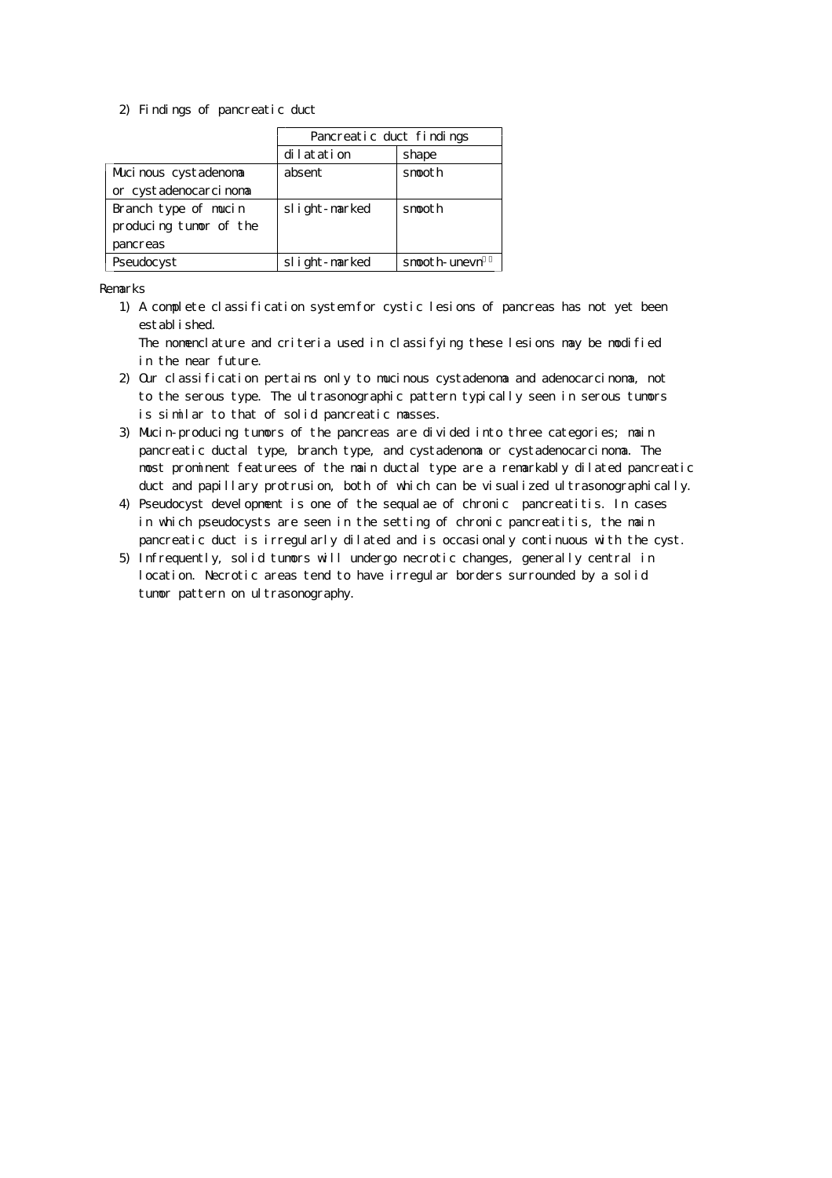2) Findings of pancreatic duct

| | Pancreatic duct findings | |
|---|---|---|
| | dilatation | shape |
| Mucinous cystadenoma or cystadenocarcinoma | absent | smooth |
| Branch type of mucin producing tumor of the pancreas | slight-marked | smooth |
| Pseudocyst | slight-marked | smooth-unevn |

Remarks

1) A complete classification system for cystic lesions of pancreas has not yet been established.
   The nomenclature and criteria used in classifying these lesions may be modified in the near future.
2) Our classification pertains only to mucinous cystadenoma and adenocarcinoma, not to the serous type. The ultrasonographic pattern typically seen in serous tumors is similar to that of solid pancreatic masses.
3) Mucin-producing tumors of the pancreas are divided into three categories; main pancreatic ductal type, branch type, and cystadenoma or cystadenocarcinoma. The most prominent featurees of the main ductal type are a remarkably dilated pancreatic duct and papillary protrusion, both of which can be visualized ultrasonographically.
4) Pseudocyst development is one of the sequalae of chronic pancreatitis. In cases in which pseudocysts are seen in the setting of chronic pancreatitis, the main pancreatic duct is irregularly dilated and is occasionaly continuous with the cyst.
5) Infrequently, solid tumors will undergo necrotic changes, generally central in location. Necrotic areas tend to have irregular borders surrounded by a solid tumor pattern on ultrasonography.